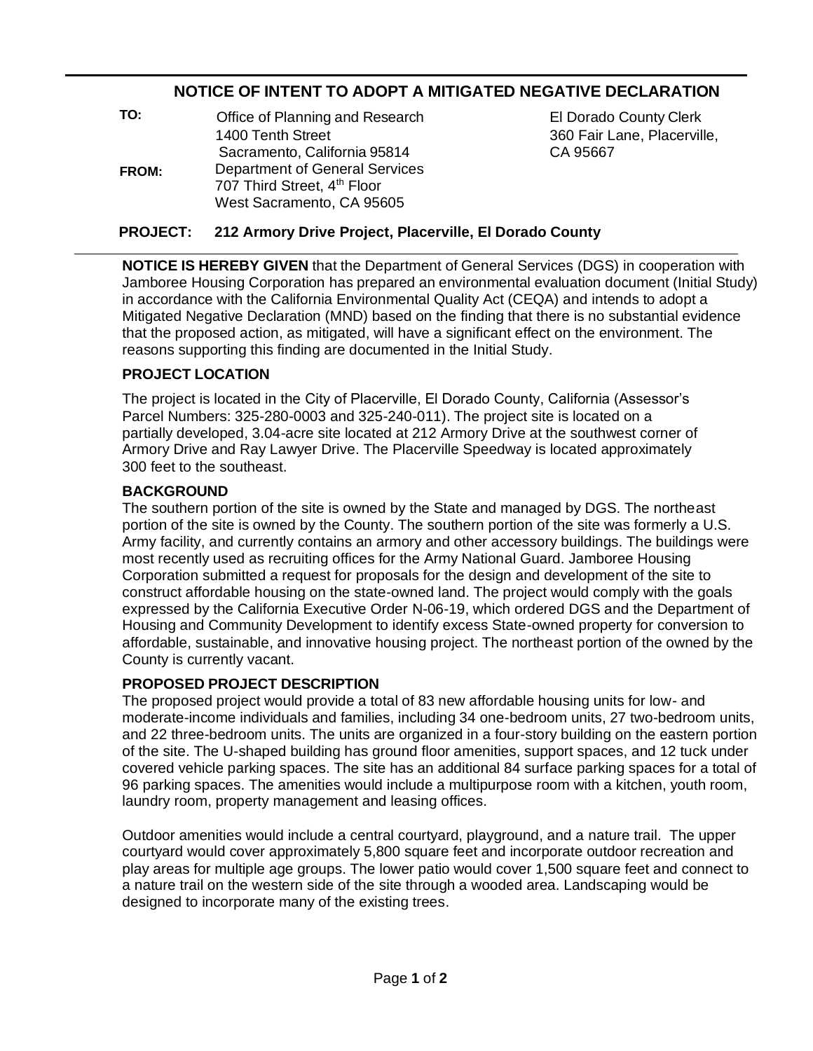# NOTICE OF INTENT TO ADOPT A MITIGATED NEGATIVE DECLARATION

**TO:** Office of Planning and Research
1400 Tenth Street
Sacramento, California 95814

El Dorado County Clerk
360 Fair Lane, Placerville, CA 95667

**FROM:** Department of General Services
707 Third Street, 4th Floor
West Sacramento, CA 95605

**PROJECT: 212 Armory Drive Project, Placerville, El Dorado County**

**NOTICE IS HEREBY GIVEN** that the Department of General Services (DGS) in cooperation with Jamboree Housing Corporation has prepared an environmental evaluation document (Initial Study) in accordance with the California Environmental Quality Act (CEQA) and intends to adopt a Mitigated Negative Declaration (MND) based on the finding that there is no substantial evidence that the proposed action, as mitigated, will have a significant effect on the environment. The reasons supporting this finding are documented in the Initial Study.

**PROJECT LOCATION**

The project is located in the City of Placerville, El Dorado County, California (Assessor's Parcel Numbers: 325-280-0003 and 325-240-011). The project site is located on a partially developed, 3.04-acre site located at 212 Armory Drive at the southwest corner of Armory Drive and Ray Lawyer Drive. The Placerville Speedway is located approximately 300 feet to the southeast.

**BACKGROUND**

The southern portion of the site is owned by the State and managed by DGS. The northeast portion of the site is owned by the County. The southern portion of the site was formerly a U.S. Army facility, and currently contains an armory and other accessory buildings. The buildings were most recently used as recruiting offices for the Army National Guard. Jamboree Housing Corporation submitted a request for proposals for the design and development of the site to construct affordable housing on the state-owned land. The project would comply with the goals expressed by the California Executive Order N-06-19, which ordered DGS and the Department of Housing and Community Development to identify excess State-owned property for conversion to affordable, sustainable, and innovative housing project. The northeast portion of the owned by the County is currently vacant.

**PROPOSED PROJECT DESCRIPTION**

The proposed project would provide a total of 83 new affordable housing units for low- and moderate-income individuals and families, including 34 one-bedroom units, 27 two-bedroom units, and 22 three-bedroom units. The units are organized in a four-story building on the eastern portion of the site. The U-shaped building has ground floor amenities, support spaces, and 12 tuck under covered vehicle parking spaces. The site has an additional 84 surface parking spaces for a total of 96 parking spaces. The amenities would include a multipurpose room with a kitchen, youth room, laundry room, property management and leasing offices.

Outdoor amenities would include a central courtyard, playground, and a nature trail. The upper courtyard would cover approximately 5,800 square feet and incorporate outdoor recreation and play areas for multiple age groups. The lower patio would cover 1,500 square feet and connect to a nature trail on the western side of the site through a wooded area. Landscaping would be designed to incorporate many of the existing trees.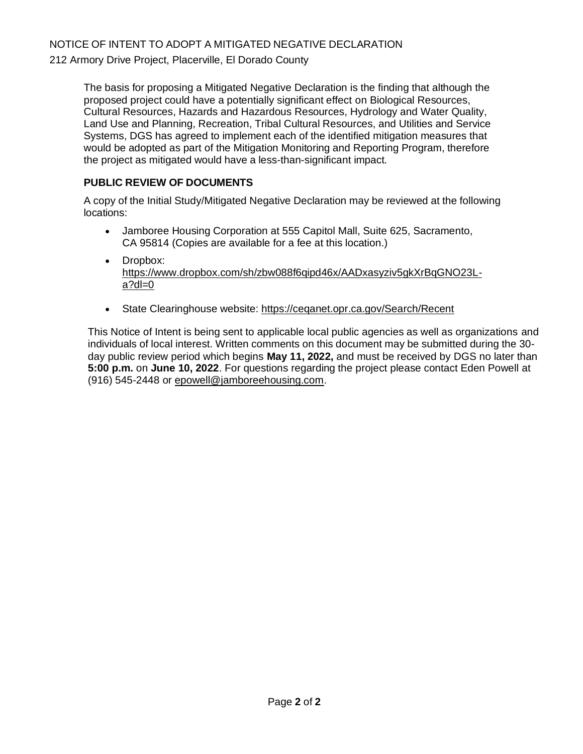The basis for proposing a Mitigated Negative Declaration is the finding that although the proposed project could have a potentially significant effect on Biological Resources, Cultural Resources, Hazards and Hazardous Resources, Hydrology and Water Quality, Land Use and Planning, Recreation, Tribal Cultural Resources, and Utilities and Service Systems, DGS has agreed to implement each of the identified mitigation measures that would be adopted as part of the Mitigation Monitoring and Reporting Program, therefore the project as mitigated would have a less-than-significant impact.

**PUBLIC REVIEW OF DOCUMENTS**

A copy of the Initial Study/Mitigated Negative Declaration may be reviewed at the following locations:

- Jamboree Housing Corporation at 555 Capitol Mall, Suite 625, Sacramento, CA 95814 (Copies are available for a fee at this location.)
- Dropbox: https://www.dropbox.com/sh/zbw088f6qipd46x/AADxasyziv5gkXrBqGNO23L-a?dl=0
- State Clearinghouse website: https://ceqanet.opr.ca.gov/Search/Recent

This Notice of Intent is being sent to applicable local public agencies as well as organizations and individuals of local interest. Written comments on this document may be submitted during the 30-day public review period which begins **May 11, 2022,** and must be received by DGS no later than **5:00 p.m.** on **June 10, 2022**. For questions regarding the project please contact Eden Powell at (916) 545-2448 or epowell@jamboreehousing.com.